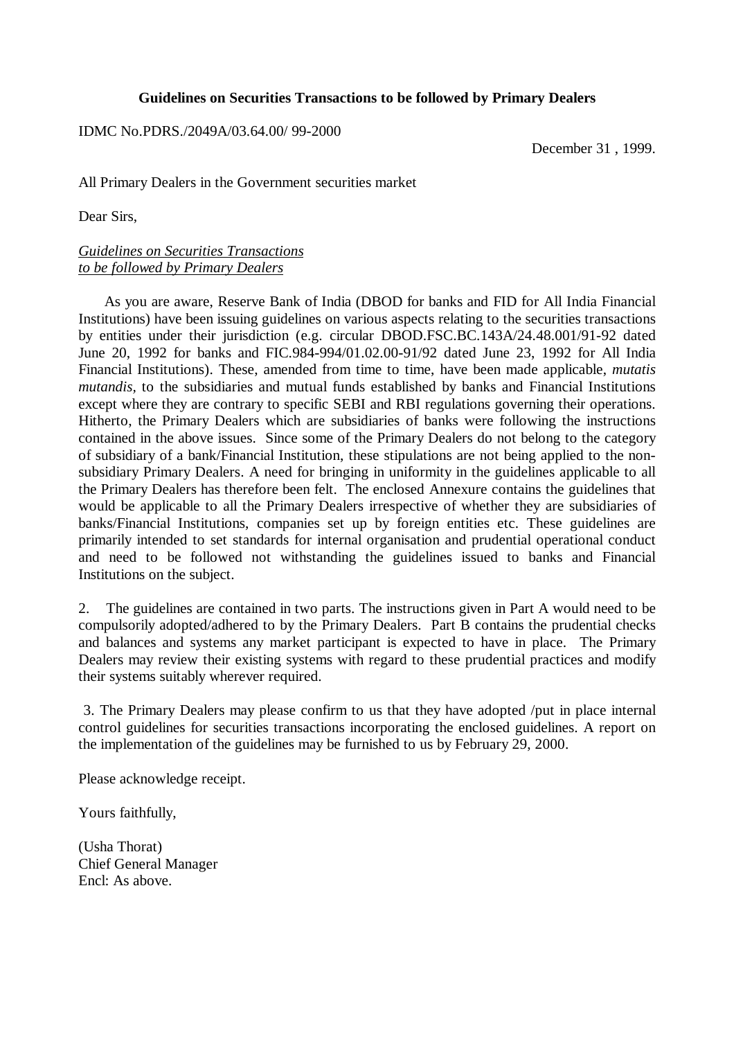**Guidelines on Securities Transactions to be followed by Primary Dealers**

IDMC No.PDRS./2049A/03.64.00/ 99-2000

December 31 , 1999.

All Primary Dealers in the Government securities market

Dear Sirs,

*Guidelines on Securities Transactions to be followed by Primary Dealers*

As you are aware, Reserve Bank of India (DBOD for banks and FID for All India Financial Institutions) have been issuing guidelines on various aspects relating to the securities transactions by entities under their jurisdiction (e.g. circular DBOD.FSC.BC.143A/24.48.001/91-92 dated June 20, 1992 for banks and FIC.984-994/01.02.00-91/92 dated June 23, 1992 for All India Financial Institutions). These, amended from time to time, have been made applicable, *mutatis mutandis*, to the subsidiaries and mutual funds established by banks and Financial Institutions except where they are contrary to specific SEBI and RBI regulations governing their operations. Hitherto, the Primary Dealers which are subsidiaries of banks were following the instructions contained in the above issues. Since some of the Primary Dealers do not belong to the category of subsidiary of a bank/Financial Institution, these stipulations are not being applied to the non-subsidiary Primary Dealers. A need for bringing in uniformity in the guidelines applicable to all the Primary Dealers has therefore been felt. The enclosed Annexure contains the guidelines that would be applicable to all the Primary Dealers irrespective of whether they are subsidiaries of banks/Financial Institutions, companies set up by foreign entities etc. These guidelines are primarily intended to set standards for internal organisation and prudential operational conduct and need to be followed not withstanding the guidelines issued to banks and Financial Institutions on the subject.

2. The guidelines are contained in two parts. The instructions given in Part A would need to be compulsorily adopted/adhered to by the Primary Dealers. Part B contains the prudential checks and balances and systems any market participant is expected to have in place. The Primary Dealers may review their existing systems with regard to these prudential practices and modify their systems suitably wherever required.

3. The Primary Dealers may please confirm to us that they have adopted /put in place internal control guidelines for securities transactions incorporating the enclosed guidelines. A report on the implementation of the guidelines may be furnished to us by February 29, 2000.

Please acknowledge receipt.

Yours faithfully,

(Usha Thorat)
Chief General Manager
Encl: As above.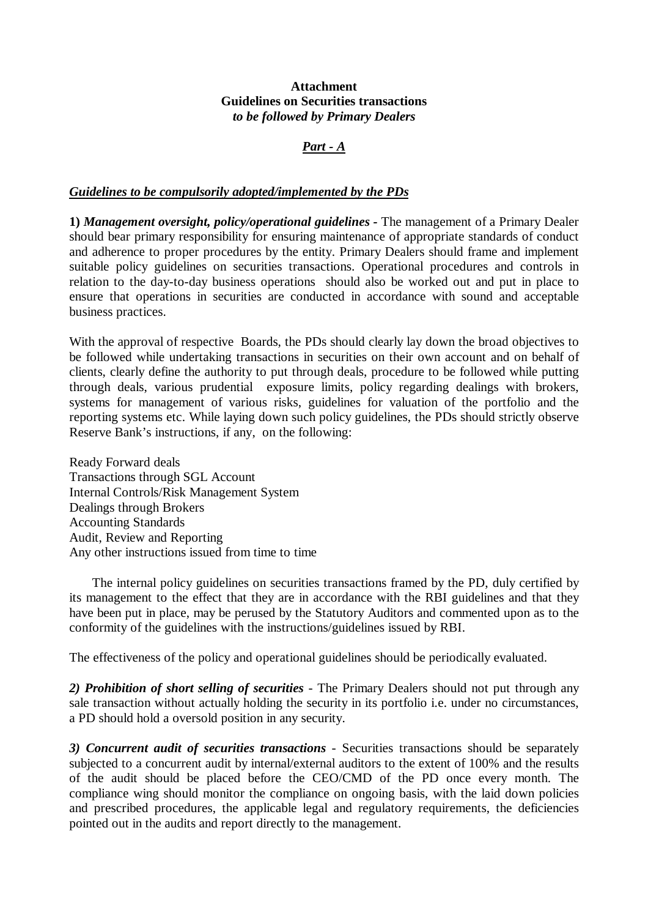**Attachment**
**Guidelines on Securities transactions**
***to be followed by Primary Dealers***

***Part - A***

***Guidelines to be compulsorily adopted/implemented by the PDs***

**1)** ***Management oversight, policy/operational guidelines*** **-** The management of a Primary Dealer should bear primary responsibility for ensuring maintenance of appropriate standards of conduct and adherence to proper procedures by the entity. Primary Dealers should frame and implement suitable policy guidelines on securities transactions. Operational procedures and controls in relation to the day-to-day business operations should also be worked out and put in place to ensure that operations in securities are conducted in accordance with sound and acceptable business practices.

With the approval of respective Boards, the PDs should clearly lay down the broad objectives to be followed while undertaking transactions in securities on their own account and on behalf of clients, clearly define the authority to put through deals, procedure to be followed while putting through deals, various prudential exposure limits, policy regarding dealings with brokers, systems for management of various risks, guidelines for valuation of the portfolio and the reporting systems etc. While laying down such policy guidelines, the PDs should strictly observe Reserve Bank's instructions, if any, on the following:

Ready Forward deals
Transactions through SGL Account
Internal Controls/Risk Management System
Dealings through Brokers
Accounting Standards
Audit, Review and Reporting
Any other instructions issued from time to time

The internal policy guidelines on securities transactions framed by the PD, duly certified by its management to the effect that they are in accordance with the RBI guidelines and that they have been put in place, may be perused by the Statutory Auditors and commented upon as to the conformity of the guidelines with the instructions/guidelines issued by RBI.

The effectiveness of the policy and operational guidelines should be periodically evaluated.

***2) Prohibition of short selling of securities*** - The Primary Dealers should not put through any sale transaction without actually holding the security in its portfolio i.e. under no circumstances, a PD should hold a oversold position in any security.

***3) Concurrent audit of securities transactions*** - Securities transactions should be separately subjected to a concurrent audit by internal/external auditors to the extent of 100% and the results of the audit should be placed before the CEO/CMD of the PD once every month. The compliance wing should monitor the compliance on ongoing basis, with the laid down policies and prescribed procedures, the applicable legal and regulatory requirements, the deficiencies pointed out in the audits and report directly to the management.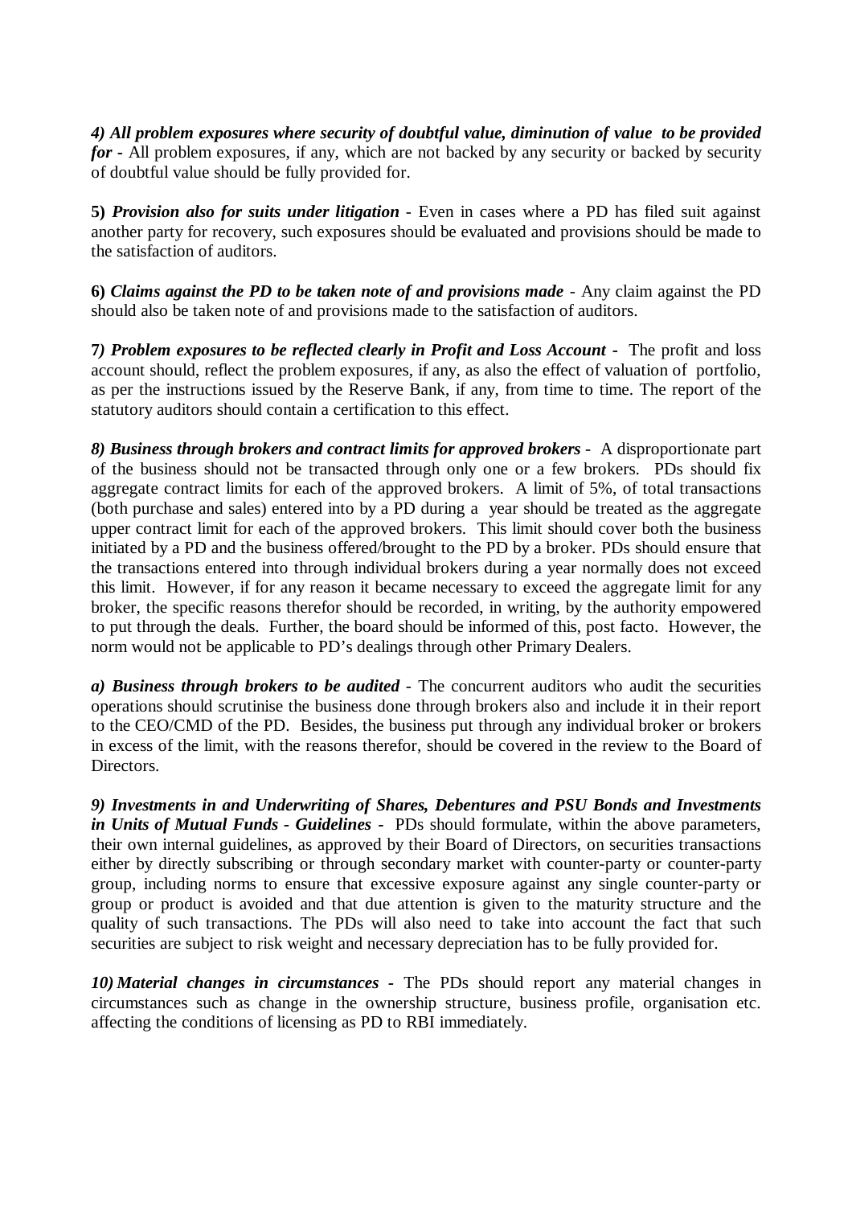***4) All problem exposures where security of doubtful value, diminution of value to be provided for*** - All problem exposures, if any, which are not backed by any security or backed by security of doubtful value should be fully provided for.

**5)** ***Provision also for suits under litigation*** - Even in cases where a PD has filed suit against another party for recovery, such exposures should be evaluated and provisions should be made to the satisfaction of auditors.

**6)** ***Claims against the PD to be taken note of and provisions made*** - Any claim against the PD should also be taken note of and provisions made to the satisfaction of auditors.

**7)** ***Problem exposures to be reflected clearly in Profit and Loss Account*** - The profit and loss account should, reflect the problem exposures, if any, as also the effect of valuation of portfolio, as per the instructions issued by the Reserve Bank, if any, from time to time. The report of the statutory auditors should contain a certification to this effect.

***8) Business through brokers and contract limits for approved brokers*** - A disproportionate part of the business should not be transacted through only one or a few brokers. PDs should fix aggregate contract limits for each of the approved brokers. A limit of 5%, of total transactions (both purchase and sales) entered into by a PD during a year should be treated as the aggregate upper contract limit for each of the approved brokers. This limit should cover both the business initiated by a PD and the business offered/brought to the PD by a broker. PDs should ensure that the transactions entered into through individual brokers during a year normally does not exceed this limit. However, if for any reason it became necessary to exceed the aggregate limit for any broker, the specific reasons therefor should be recorded, in writing, by the authority empowered to put through the deals. Further, the board should be informed of this, post facto. However, the norm would not be applicable to PD's dealings through other Primary Dealers.

***a) Business through brokers to be audited*** - The concurrent auditors who audit the securities operations should scrutinise the business done through brokers also and include it in their report to the CEO/CMD of the PD. Besides, the business put through any individual broker or brokers in excess of the limit, with the reasons therefor, should be covered in the review to the Board of Directors.

***9) Investments in and Underwriting of Shares, Debentures and PSU Bonds and Investments in Units of Mutual Funds - Guidelines*** - PDs should formulate, within the above parameters, their own internal guidelines, as approved by their Board of Directors, on securities transactions either by directly subscribing or through secondary market with counter-party or counter-party group, including norms to ensure that excessive exposure against any single counter-party or group or product is avoided and that due attention is given to the maturity structure and the quality of such transactions. The PDs will also need to take into account the fact that such securities are subject to risk weight and necessary depreciation has to be fully provided for.

***10) Material changes in circumstances*** - The PDs should report any material changes in circumstances such as change in the ownership structure, business profile, organisation etc. affecting the conditions of licensing as PD to RBI immediately.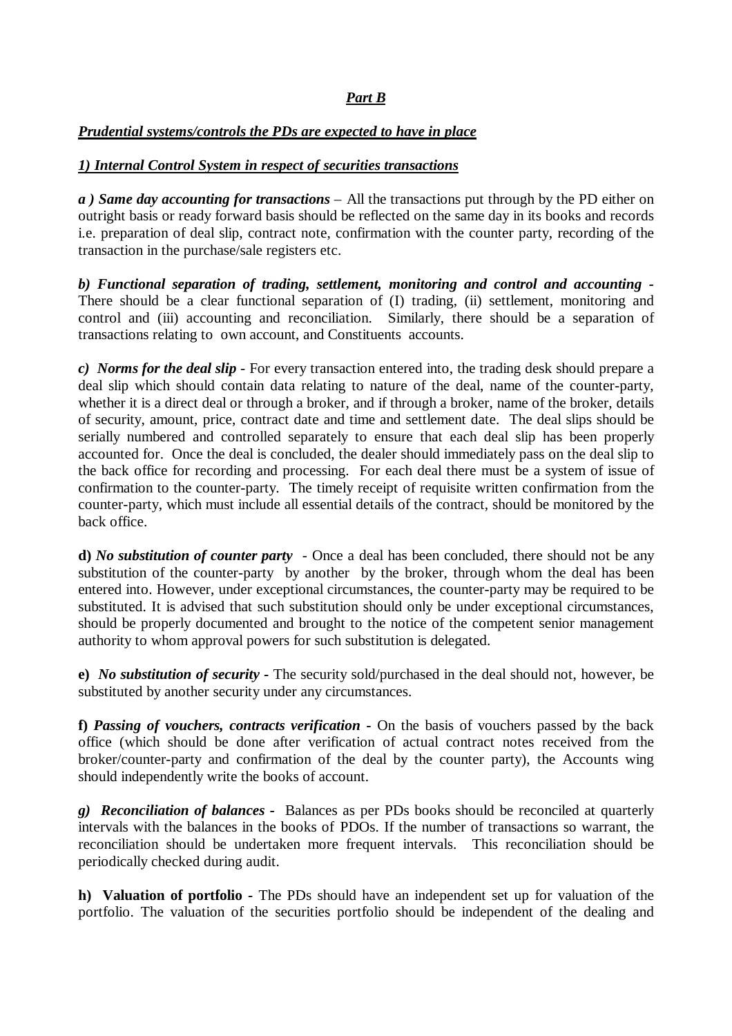***Part B***

***Prudential systems/controls the PDs are expected to have in place***

***1) Internal Control System in respect of securities transactions***

***a ) Same day accounting for transactions*** – All the transactions put through by the PD either on outright basis or ready forward basis should be reflected on the same day in its books and records i.e. preparation of deal slip, contract note, confirmation with the counter party, recording of the transaction in the purchase/sale registers etc.

***b) Functional separation of trading, settlement, monitoring and control and accounting -*** There should be a clear functional separation of (I) trading, (ii) settlement, monitoring and control and (iii) accounting and reconciliation. Similarly, there should be a separation of transactions relating to own account, and Constituents accounts.

***c) Norms for the deal slip*** - For every transaction entered into, the trading desk should prepare a deal slip which should contain data relating to nature of the deal, name of the counter-party, whether it is a direct deal or through a broker, and if through a broker, name of the broker, details of security, amount, price, contract date and time and settlement date. The deal slips should be serially numbered and controlled separately to ensure that each deal slip has been properly accounted for. Once the deal is concluded, the dealer should immediately pass on the deal slip to the back office for recording and processing. For each deal there must be a system of issue of confirmation to the counter-party. The timely receipt of requisite written confirmation from the counter-party, which must include all essential details of the contract, should be monitored by the back office.

**d)** ***No substitution of counter party*** - Once a deal has been concluded, there should not be any substitution of the counter-party by another by the broker, through whom the deal has been entered into. However, under exceptional circumstances, the counter-party may be required to be substituted. It is advised that such substitution should only be under exceptional circumstances, should be properly documented and brought to the notice of the competent senior management authority to whom approval powers for such substitution is delegated.

**e)** ***No substitution of security -*** The security sold/purchased in the deal should not, however, be substituted by another security under any circumstances.

**f)** ***Passing of vouchers, contracts verification -*** On the basis of vouchers passed by the back office (which should be done after verification of actual contract notes received from the broker/counter-party and confirmation of the deal by the counter party), the Accounts wing should independently write the books of account.

***g) Reconciliation of balances -*** Balances as per PDs books should be reconciled at quarterly intervals with the balances in the books of PDOs. If the number of transactions so warrant, the reconciliation should be undertaken more frequent intervals. This reconciliation should be periodically checked during audit.

**h) Valuation of portfolio -** The PDs should have an independent set up for valuation of the portfolio. The valuation of the securities portfolio should be independent of the dealing and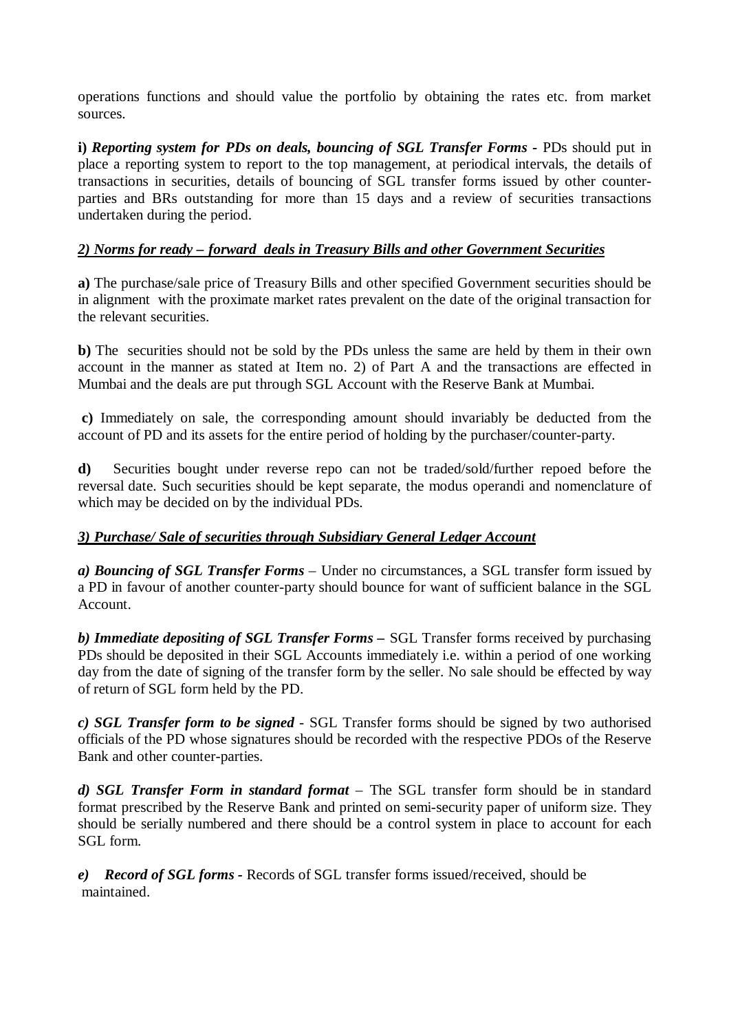operations functions and should value the portfolio by obtaining the rates etc. from market sources.

**i)** ***Reporting system for PDs on deals, bouncing of SGL Transfer Forms*** **-** PDs should put in place a reporting system to report to the top management, at periodical intervals, the details of transactions in securities, details of bouncing of SGL transfer forms issued by other counter-parties and BRs outstanding for more than 15 days and a review of securities transactions undertaken during the period.

***2) Norms for ready – forward deals in Treasury Bills and other Government Securities***

**a)** The purchase/sale price of Treasury Bills and other specified Government securities should be in alignment with the proximate market rates prevalent on the date of the original transaction for the relevant securities.

**b)** The securities should not be sold by the PDs unless the same are held by them in their own account in the manner as stated at Item no. 2) of Part A and the transactions are effected in Mumbai and the deals are put through SGL Account with the Reserve Bank at Mumbai.

**c)** Immediately on sale, the corresponding amount should invariably be deducted from the account of PD and its assets for the entire period of holding by the purchaser/counter-party.

**d)** Securities bought under reverse repo can not be traded/sold/further repoed before the reversal date. Such securities should be kept separate, the modus operandi and nomenclature of which may be decided on by the individual PDs.

***3) Purchase/ Sale of securities through Subsidiary General Ledger Account***

***a) Bouncing of SGL Transfer Forms*** – Under no circumstances, a SGL transfer form issued by a PD in favour of another counter-party should bounce for want of sufficient balance in the SGL Account.

***b) Immediate depositing of SGL Transfer Forms*** **–** SGL Transfer forms received by purchasing PDs should be deposited in their SGL Accounts immediately i.e. within a period of one working day from the date of signing of the transfer form by the seller. No sale should be effected by way of return of SGL form held by the PD.

***c) SGL Transfer form to be signed*** - SGL Transfer forms should be signed by two authorised officials of the PD whose signatures should be recorded with the respective PDOs of the Reserve Bank and other counter-parties.

***d) SGL Transfer Form in standard format*** – The SGL transfer form should be in standard format prescribed by the Reserve Bank and printed on semi-security paper of uniform size. They should be serially numbered and there should be a control system in place to account for each SGL form.

***e) Record of SGL forms*** **-** Records of SGL transfer forms issued/received, should be maintained.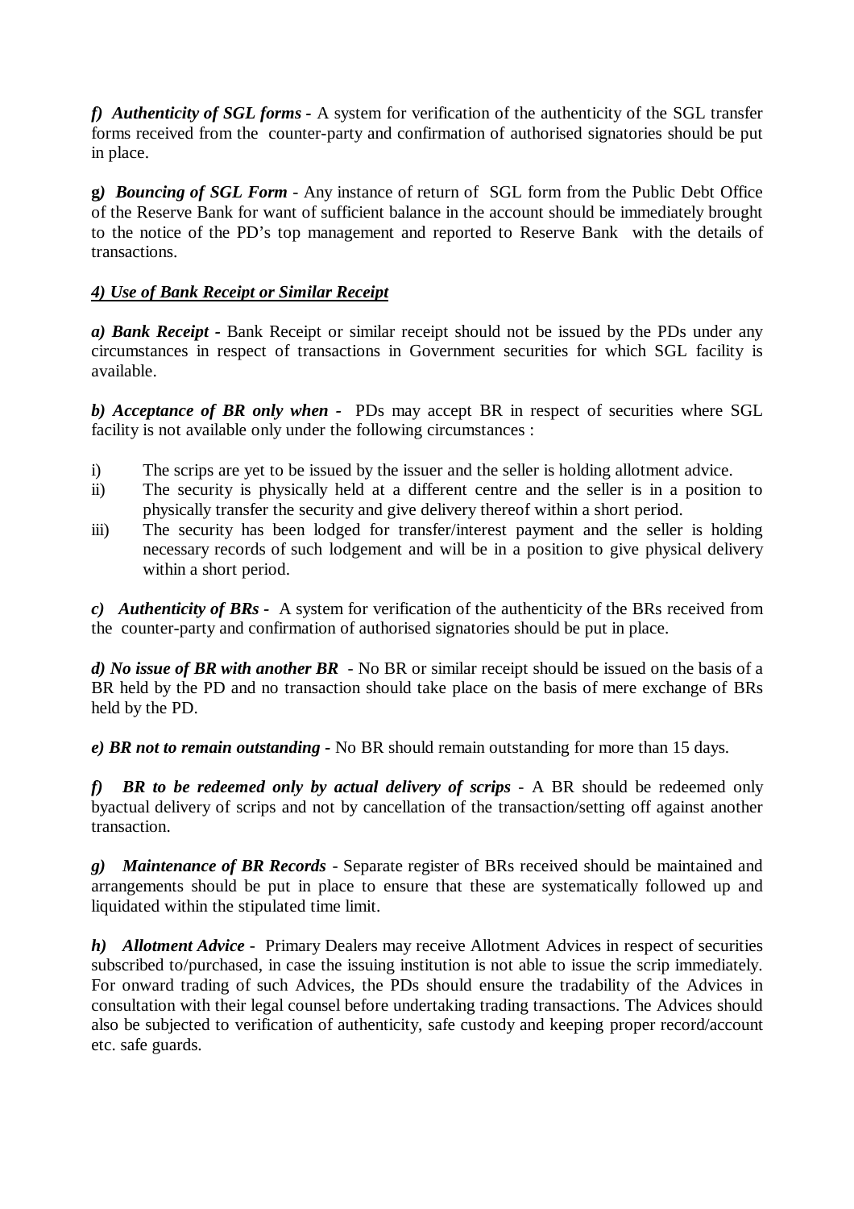***f) Authenticity of SGL forms -*** A system for verification of the authenticity of the SGL transfer forms received from the counter-party and confirmation of authorised signatories should be put in place.

**g*) Bouncing of SGL Form*** - Any instance of return of SGL form from the Public Debt Office of the Reserve Bank for want of sufficient balance in the account should be immediately brought to the notice of the PD's top management and reported to Reserve Bank with the details of transactions.

***4) Use of Bank Receipt or Similar Receipt***

***a) Bank Receipt -*** Bank Receipt or similar receipt should not be issued by the PDs under any circumstances in respect of transactions in Government securities for which SGL facility is available.

***b) Acceptance of BR only when -*** PDs may accept BR in respect of securities where SGL facility is not available only under the following circumstances :

i) The scrips are yet to be issued by the issuer and the seller is holding allotment advice.
ii) The security is physically held at a different centre and the seller is in a position to physically transfer the security and give delivery thereof within a short period.
iii) The security has been lodged for transfer/interest payment and the seller is holding necessary records of such lodgement and will be in a position to give physical delivery within a short period.

***c) Authenticity of BRs -*** A system for verification of the authenticity of the BRs received from the counter-party and confirmation of authorised signatories should be put in place.

***d) No issue of BR with another BR*** - No BR or similar receipt should be issued on the basis of a BR held by the PD and no transaction should take place on the basis of mere exchange of BRs held by the PD.

***e) BR not to remain outstanding -*** No BR should remain outstanding for more than 15 days.

***f) BR to be redeemed only by actual delivery of scrips*** - A BR should be redeemed only byactual delivery of scrips and not by cancellation of the transaction/setting off against another transaction.

***g) Maintenance of BR Records*** - Separate register of BRs received should be maintained and arrangements should be put in place to ensure that these are systematically followed up and liquidated within the stipulated time limit.

***h) Allotment Advice*** - Primary Dealers may receive Allotment Advices in respect of securities subscribed to/purchased, in case the issuing institution is not able to issue the scrip immediately. For onward trading of such Advices, the PDs should ensure the tradability of the Advices in consultation with their legal counsel before undertaking trading transactions. The Advices should also be subjected to verification of authenticity, safe custody and keeping proper record/account etc. safe guards.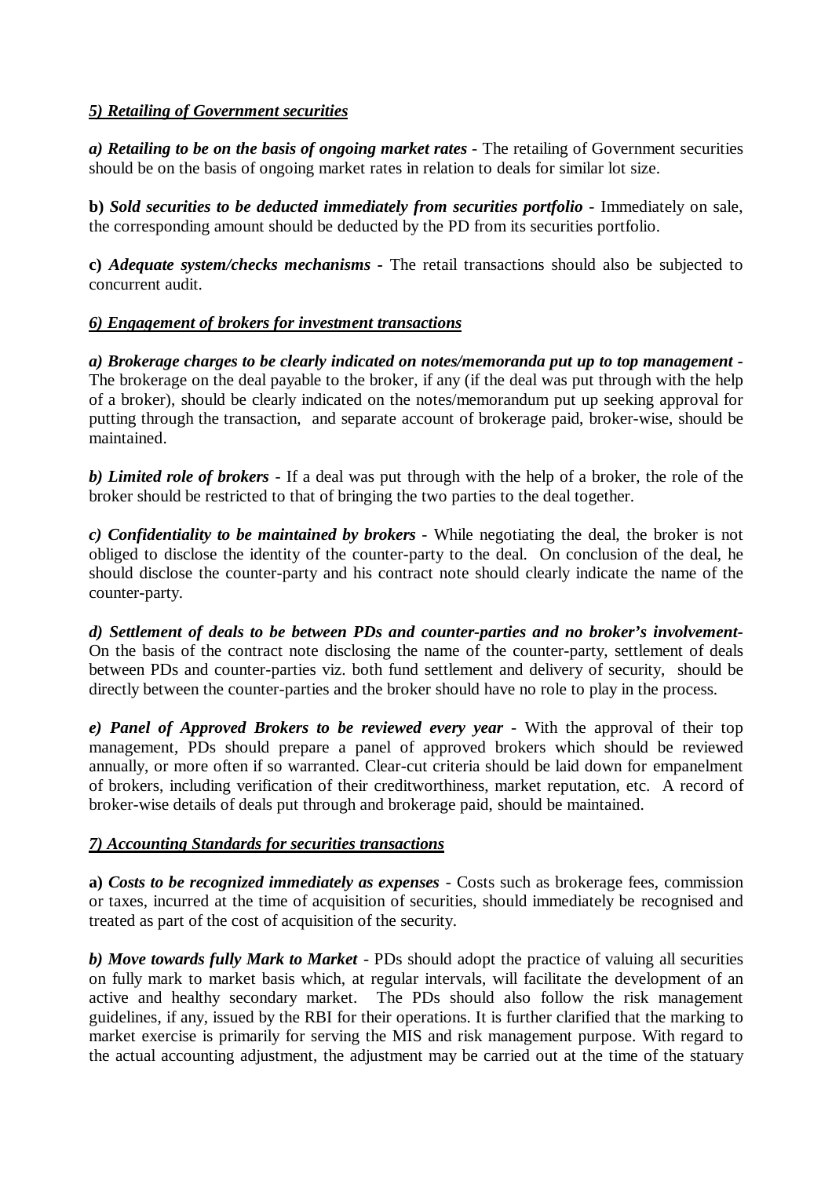***5) Retailing of Government securities***

***a) Retailing to be on the basis of ongoing market rates*** - The retailing of Government securities should be on the basis of ongoing market rates in relation to deals for similar lot size.

**b)** ***Sold securities to be deducted immediately from securities portfolio*** - Immediately on sale, the corresponding amount should be deducted by the PD from its securities portfolio.

**c)** ***Adequate system/checks mechanisms* -** The retail transactions should also be subjected to concurrent audit.

***6) Engagement of brokers for investment transactions***

***a) Brokerage charges to be clearly indicated on notes/memoranda put up to top management -*** The brokerage on the deal payable to the broker, if any (if the deal was put through with the help of a broker), should be clearly indicated on the notes/memorandum put up seeking approval for putting through the transaction, and separate account of brokerage paid, broker-wise, should be maintained.

***b) Limited role of brokers*** - If a deal was put through with the help of a broker, the role of the broker should be restricted to that of bringing the two parties to the deal together.

***c) Confidentiality to be maintained by brokers*** - While negotiating the deal, the broker is not obliged to disclose the identity of the counter-party to the deal. On conclusion of the deal, he should disclose the counter-party and his contract note should clearly indicate the name of the counter-party.

***d) Settlement of deals to be between PDs and counter-parties and no broker's involvement-*** On the basis of the contract note disclosing the name of the counter-party, settlement of deals between PDs and counter-parties viz. both fund settlement and delivery of security, should be directly between the counter-parties and the broker should have no role to play in the process.

***e) Panel of Approved Brokers to be reviewed every year*** - With the approval of their top management, PDs should prepare a panel of approved brokers which should be reviewed annually, or more often if so warranted. Clear-cut criteria should be laid down for empanelment of brokers, including verification of their creditworthiness, market reputation, etc. A record of broker-wise details of deals put through and brokerage paid, should be maintained.

***7) Accounting Standards for securities transactions***

**a)** ***Costs to be recognized immediately as expenses*** - Costs such as brokerage fees, commission or taxes, incurred at the time of acquisition of securities, should immediately be recognised and treated as part of the cost of acquisition of the security.

***b) Move towards fully Mark to Market*** - PDs should adopt the practice of valuing all securities on fully mark to market basis which, at regular intervals, will facilitate the development of an active and healthy secondary market. The PDs should also follow the risk management guidelines, if any, issued by the RBI for their operations. It is further clarified that the marking to market exercise is primarily for serving the MIS and risk management purpose. With regard to the actual accounting adjustment, the adjustment may be carried out at the time of the statuary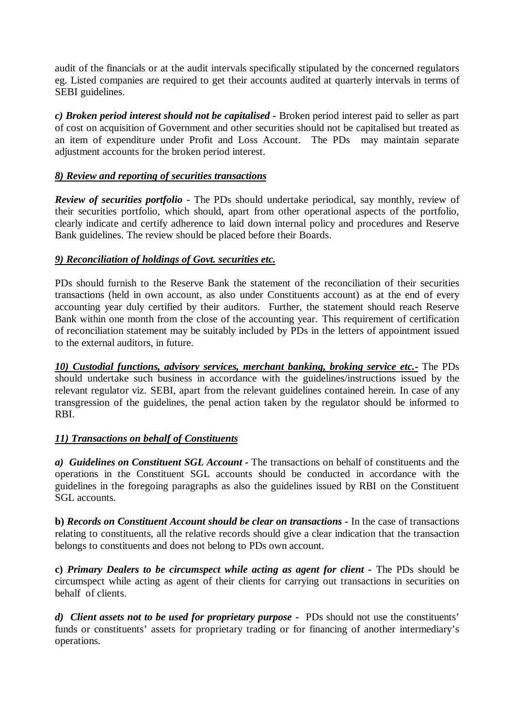audit of the financials or at the audit intervals specifically stipulated by the concerned regulators eg. Listed companies are required to get their accounts audited at quarterly intervals in terms of SEBI guidelines.

***c) Broken period interest should not be capitalised -*** Broken period interest paid to seller as part of cost on acquisition of Government and other securities should not be capitalised but treated as an item of expenditure under Profit and Loss Account. The PDs may maintain separate adjustment accounts for the broken period interest.

***<u>8) Review and reporting of securities transactions</u>***

***Review of securities portfolio*** - The PDs should undertake periodical, say monthly, review of their securities portfolio, which should, apart from other operational aspects of the portfolio, clearly indicate and certify adherence to laid down internal policy and procedures and Reserve Bank guidelines. The review should be placed before their Boards.

***<u>9) Reconciliation of holdings of Govt. securities etc.</u>***

PDs should furnish to the Reserve Bank the statement of the reconciliation of their securities transactions (held in own account, as also under Constituents account) as at the end of every accounting year duly certified by their auditors. Further, the statement should reach Reserve Bank within one month from the close of the accounting year. This requirement of certification of reconciliation statement may be suitably included by PDs in the letters of appointment issued to the external auditors, in future.

***<u>10) Custodial functions, advisory services, merchant banking, broking service etc.-</u>*** The PDs should undertake such business in accordance with the guidelines/instructions issued by the relevant regulator viz. SEBI, apart from the relevant guidelines contained herein. In case of any transgression of the guidelines, the penal action taken by the regulator should be informed to RBI.

***<u>11) Transactions on behalf of Constituents</u>***

***a) Guidelines on Constituent SGL Account -*** The transactions on behalf of constituents and the operations in the Constituent SGL accounts should be conducted in accordance with the guidelines in the foregoing paragraphs as also the guidelines issued by RBI on the Constituent SGL accounts.

**b)** ***Records on Constituent Account should be clear on transactions -*** In the case of transactions relating to constituents, all the relative records should give a clear indication that the transaction belongs to constituents and does not belong to PDs own account.

**c)** ***Primary Dealers to be circumspect while acting as agent for client -*** The PDs should be circumspect while acting as agent of their clients for carrying out transactions in securities on behalf of clients.

***d) Client assets not to be used for proprietary purpose -*** PDs should not use the constituents' funds or constituents' assets for proprietary trading or for financing of another intermediary's operations.